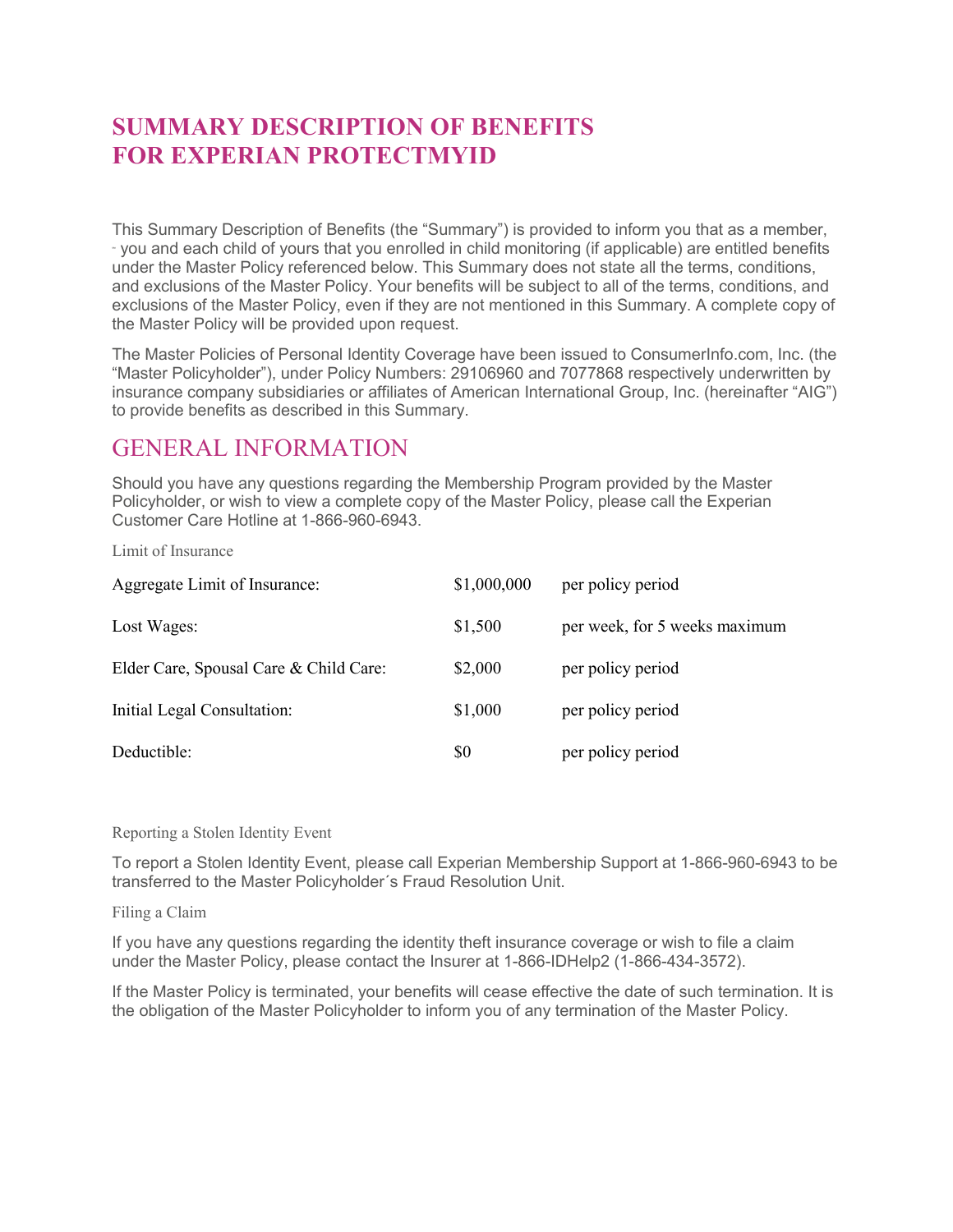# SUMMARY DESCRIPTION OF BENEFITS FOR EXPERIAN PROTECTMYID

This Summary Description of Benefits (the “Summary”) is provided to inform you that as a member, you and each child of yours that you enrolled in child monitoring (if applicable) are entitled benefits under the Master Policy referenced below. This Summary does not state all the terms, conditions, and exclusions of the Master Policy. Your benefits will be subject to all of the terms, conditions, and exclusions of the Master Policy, even if they are not mentioned in this Summary. A complete copy of the Master Policy will be provided upon request.

The Master Policies of Personal Identity Coverage have been issued to ConsumerInfo.com, Inc. (the “Master Policyholder”), under Policy Numbers: 29106960 and 7077868 respectively underwritten by insurance company subsidiaries or affiliates of American International Group, Inc. (hereinafter “AIG”) to provide benefits as described in this Summary.

## GENERAL INFORMATION

Should you have any questions regarding the Membership Program provided by the Master Policyholder, or wish to view a complete copy of the Master Policy, please call the Experian Customer Care Hotline at 1-866-960-6943.

### Limit of Insurance

| | | |
|---|---|---|
| Aggregate Limit of Insurance: | $1,000,000 | per policy period |
| Lost Wages: | $1,500 | per week, for 5 weeks maximum |
| Elder Care, Spousal Care & Child Care: | $2,000 | per policy period |
| Initial Legal Consultation: | $1,000 | per policy period |
| Deductible: | $0 | per policy period |

### Reporting a Stolen Identity Event

To report a Stolen Identity Event, please call Experian Membership Support at 1-866-960-6943 to be transferred to the Master Policyholder´s Fraud Resolution Unit.

### Filing a Claim

If you have any questions regarding the identity theft insurance coverage or wish to file a claim under the Master Policy, please contact the Insurer at 1-866-IDHelp2 (1-866-434-3572).

If the Master Policy is terminated, your benefits will cease effective the date of such termination. It is the obligation of the Master Policyholder to inform you of any termination of the Master Policy.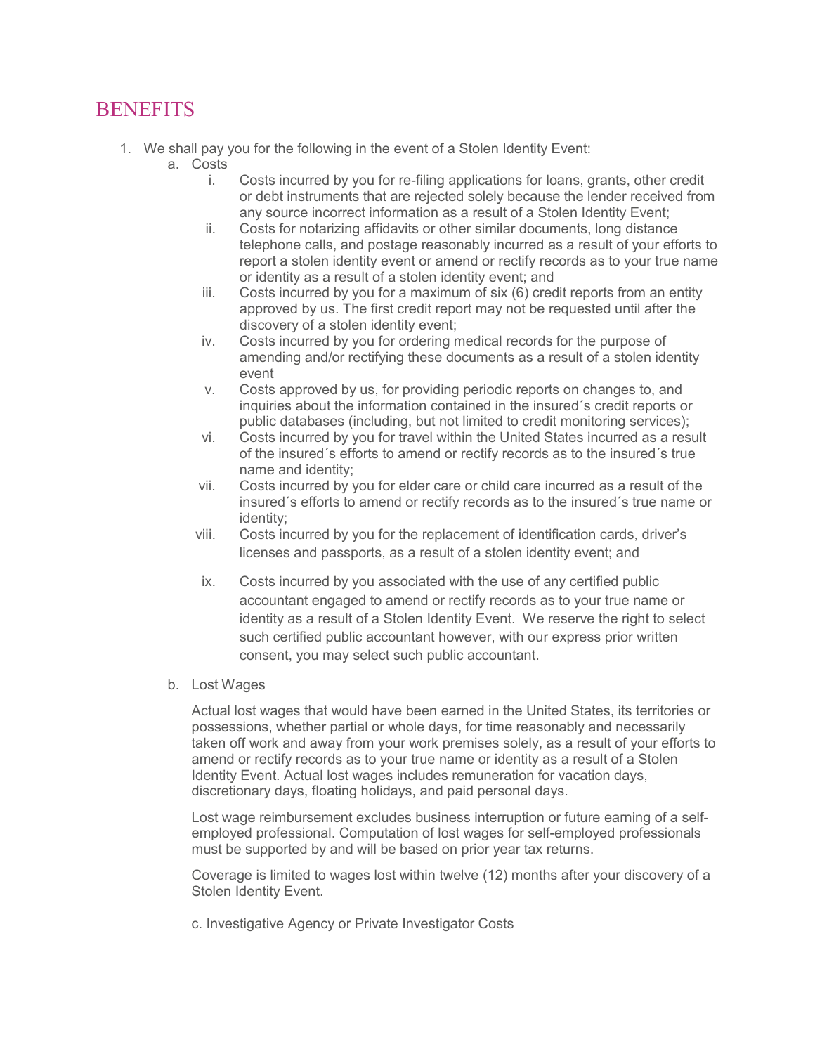# BENEFITS

1. We shall pay you for the following in the event of a Stolen Identity Event:
   a. Costs
      i. Costs incurred by you for re-filing applications for loans, grants, other credit or debt instruments that are rejected solely because the lender received from any source incorrect information as a result of a Stolen Identity Event;
      ii. Costs for notarizing affidavits or other similar documents, long distance telephone calls, and postage reasonably incurred as a result of your efforts to report a stolen identity event or amend or rectify records as to your true name or identity as a result of a stolen identity event; and
      iii. Costs incurred by you for a maximum of six (6) credit reports from an entity approved by us. The first credit report may not be requested until after the discovery of a stolen identity event;
      iv. Costs incurred by you for ordering medical records for the purpose of amending and/or rectifying these documents as a result of a stolen identity event
      v. Costs approved by us, for providing periodic reports on changes to, and inquiries about the information contained in the insured´s credit reports or public databases (including, but not limited to credit monitoring services);
      vi. Costs incurred by you for travel within the United States incurred as a result of the insured´s efforts to amend or rectify records as to the insured´s true name and identity;
      vii. Costs incurred by you for elder care or child care incurred as a result of the insured´s efforts to amend or rectify records as to the insured´s true name or identity;
      viii. Costs incurred by you for the replacement of identification cards, driver's licenses and passports, as a result of a stolen identity event; and
      ix. Costs incurred by you associated with the use of any certified public accountant engaged to amend or rectify records as to your true name or identity as a result of a Stolen Identity Event. We reserve the right to select such certified public accountant however, with our express prior written consent, you may select such public accountant.

   b. Lost Wages

      Actual lost wages that would have been earned in the United States, its territories or possessions, whether partial or whole days, for time reasonably and necessarily taken off work and away from your work premises solely, as a result of your efforts to amend or rectify records as to your true name or identity as a result of a Stolen Identity Event. Actual lost wages includes remuneration for vacation days, discretionary days, floating holidays, and paid personal days.

      Lost wage reimbursement excludes business interruption or future earning of a self-employed professional. Computation of lost wages for self-employed professionals must be supported by and will be based on prior year tax returns.

      Coverage is limited to wages lost within twelve (12) months after your discovery of a Stolen Identity Event.

   c. Investigative Agency or Private Investigator Costs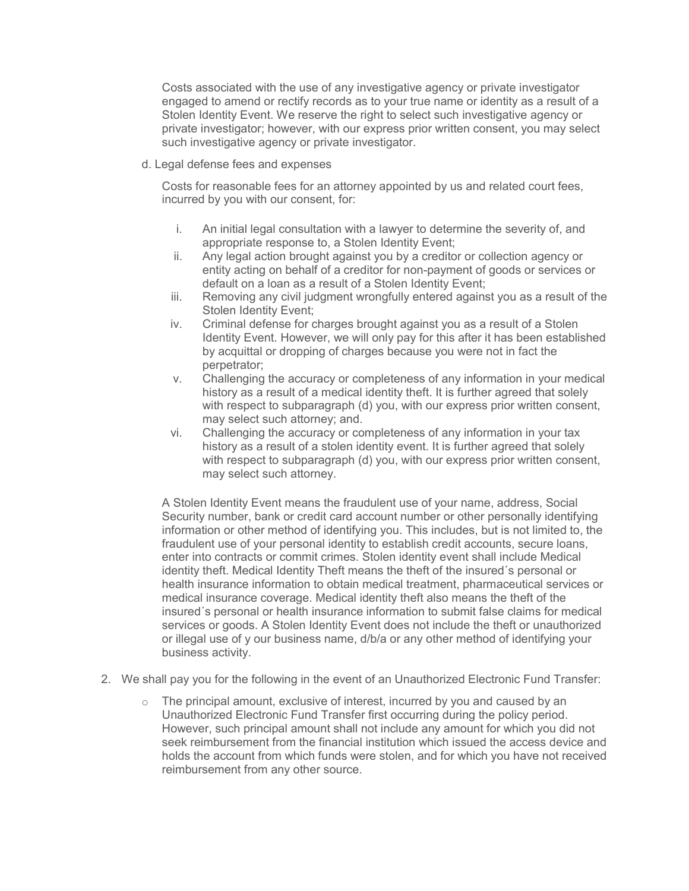Costs associated with the use of any investigative agency or private investigator engaged to amend or rectify records as to your true name or identity as a result of a Stolen Identity Event. We reserve the right to select such investigative agency or private investigator; however, with our express prior written consent, you may select such investigative agency or private investigator.

d. Legal defense fees and expenses

Costs for reasonable fees for an attorney appointed by us and related court fees, incurred by you with our consent, for:

i. An initial legal consultation with a lawyer to determine the severity of, and appropriate response to, a Stolen Identity Event;
ii. Any legal action brought against you by a creditor or collection agency or entity acting on behalf of a creditor for non-payment of goods or services or default on a loan as a result of a Stolen Identity Event;
iii. Removing any civil judgment wrongfully entered against you as a result of the Stolen Identity Event;
iv. Criminal defense for charges brought against you as a result of a Stolen Identity Event. However, we will only pay for this after it has been established by acquittal or dropping of charges because you were not in fact the perpetrator;
v. Challenging the accuracy or completeness of any information in your medical history as a result of a medical identity theft. It is further agreed that solely with respect to subparagraph (d) you, with our express prior written consent, may select such attorney; and.
vi. Challenging the accuracy or completeness of any information in your tax history as a result of a stolen identity event. It is further agreed that solely with respect to subparagraph (d) you, with our express prior written consent, may select such attorney.

A Stolen Identity Event means the fraudulent use of your name, address, Social Security number, bank or credit card account number or other personally identifying information or other method of identifying you. This includes, but is not limited to, the fraudulent use of your personal identity to establish credit accounts, secure loans, enter into contracts or commit crimes. Stolen identity event shall include Medical identity theft. Medical Identity Theft means the theft of the insured´s personal or health insurance information to obtain medical treatment, pharmaceutical services or medical insurance coverage. Medical identity theft also means the theft of the insured´s personal or health insurance information to submit false claims for medical services or goods. A Stolen Identity Event does not include the theft or unauthorized or illegal use of y our business name, d/b/a or any other method of identifying your business activity.

2. We shall pay you for the following in the event of an Unauthorized Electronic Fund Transfer:
   - The principal amount, exclusive of interest, incurred by you and caused by an Unauthorized Electronic Fund Transfer first occurring during the policy period. However, such principal amount shall not include any amount for which you did not seek reimbursement from the financial institution which issued the access device and holds the account from which funds were stolen, and for which you have not received reimbursement from any other source.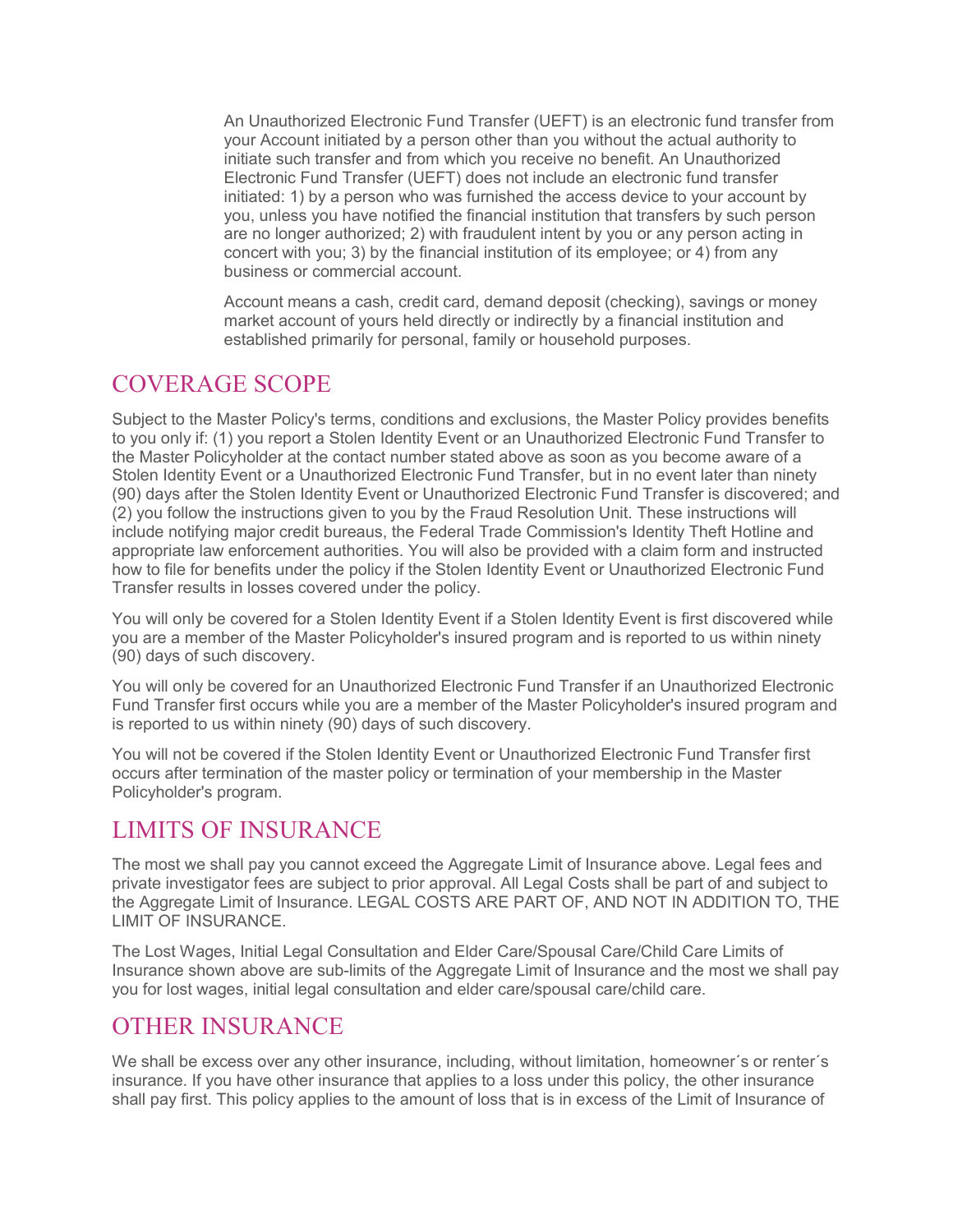An Unauthorized Electronic Fund Transfer (UEFT) is an electronic fund transfer from your Account initiated by a person other than you without the actual authority to initiate such transfer and from which you receive no benefit. An Unauthorized Electronic Fund Transfer (UEFT) does not include an electronic fund transfer initiated: 1) by a person who was furnished the access device to your account by you, unless you have notified the financial institution that transfers by such person are no longer authorized; 2) with fraudulent intent by you or any person acting in concert with you; 3) by the financial institution of its employee; or 4) from any business or commercial account.

Account means a cash, credit card, demand deposit (checking), savings or money market account of yours held directly or indirectly by a financial institution and established primarily for personal, family or household purposes.

## COVERAGE SCOPE

Subject to the Master Policy's terms, conditions and exclusions, the Master Policy provides benefits to you only if: (1) you report a Stolen Identity Event or an Unauthorized Electronic Fund Transfer to the Master Policyholder at the contact number stated above as soon as you become aware of a Stolen Identity Event or a Unauthorized Electronic Fund Transfer, but in no event later than ninety (90) days after the Stolen Identity Event or Unauthorized Electronic Fund Transfer is discovered; and (2) you follow the instructions given to you by the Fraud Resolution Unit. These instructions will include notifying major credit bureaus, the Federal Trade Commission's Identity Theft Hotline and appropriate law enforcement authorities. You will also be provided with a claim form and instructed how to file for benefits under the policy if the Stolen Identity Event or Unauthorized Electronic Fund Transfer results in losses covered under the policy.

You will only be covered for a Stolen Identity Event if a Stolen Identity Event is first discovered while you are a member of the Master Policyholder's insured program and is reported to us within ninety (90) days of such discovery.

You will only be covered for an Unauthorized Electronic Fund Transfer if an Unauthorized Electronic Fund Transfer first occurs while you are a member of the Master Policyholder's insured program and is reported to us within ninety (90) days of such discovery.

You will not be covered if the Stolen Identity Event or Unauthorized Electronic Fund Transfer first occurs after termination of the master policy or termination of your membership in the Master Policyholder's program.

## LIMITS OF INSURANCE

The most we shall pay you cannot exceed the Aggregate Limit of Insurance above. Legal fees and private investigator fees are subject to prior approval. All Legal Costs shall be part of and subject to the Aggregate Limit of Insurance. LEGAL COSTS ARE PART OF, AND NOT IN ADDITION TO, THE LIMIT OF INSURANCE.

The Lost Wages, Initial Legal Consultation and Elder Care/Spousal Care/Child Care Limits of Insurance shown above are sub-limits of the Aggregate Limit of Insurance and the most we shall pay you for lost wages, initial legal consultation and elder care/spousal care/child care.

## OTHER INSURANCE

We shall be excess over any other insurance, including, without limitation, homeowner´s or renter´s insurance. If you have other insurance that applies to a loss under this policy, the other insurance shall pay first. This policy applies to the amount of loss that is in excess of the Limit of Insurance of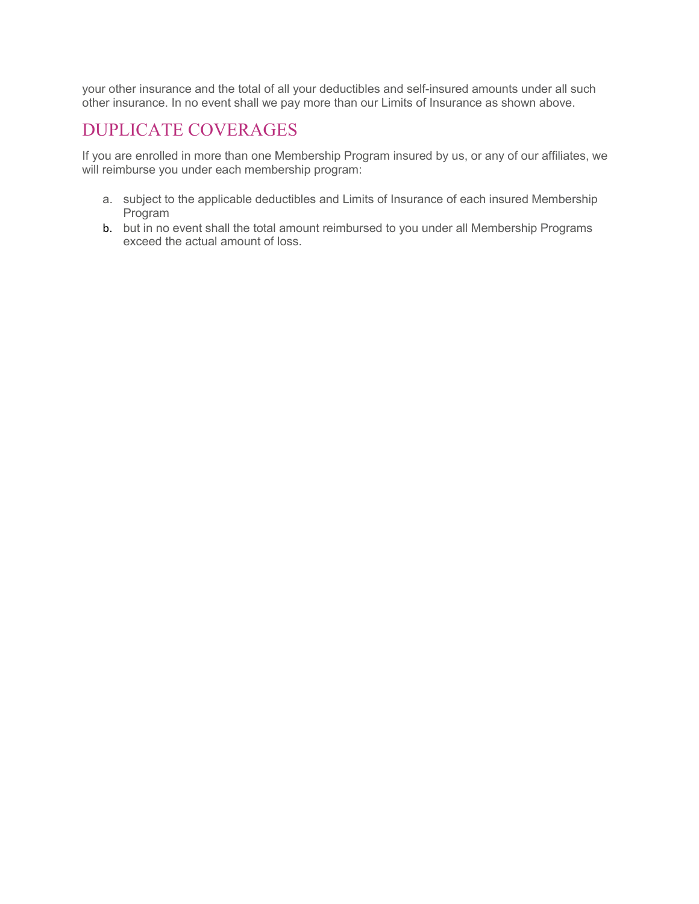your other insurance and the total of all your deductibles and self-insured amounts under all such other insurance. In no event shall we pay more than our Limits of Insurance as shown above.

## DUPLICATE COVERAGES

If you are enrolled in more than one Membership Program insured by us, or any of our affiliates, we will reimburse you under each membership program:

a. subject to the applicable deductibles and Limits of Insurance of each insured Membership Program
b. but in no event shall the total amount reimbursed to you under all Membership Programs exceed the actual amount of loss.